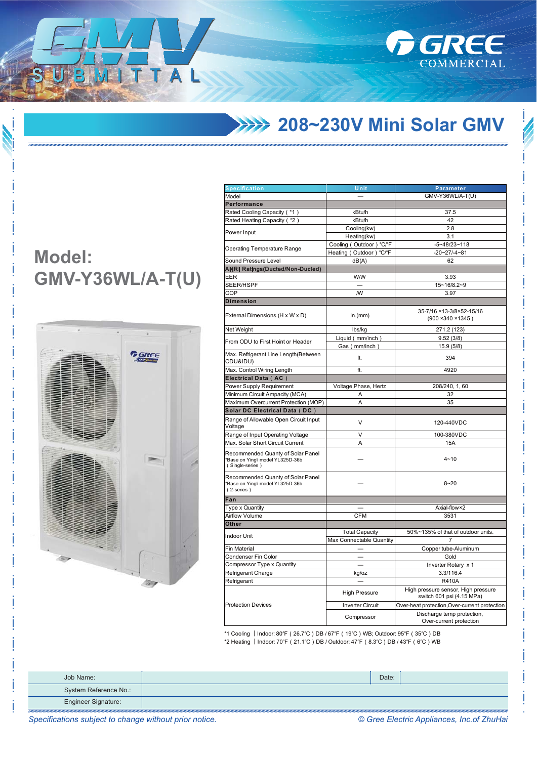# 208~230V Mini Solar GMV

## Model: GMV-Y36WL/A-T(U)

| Specification | Unit | Parameter |
|---|---|---|
| Model | — | GMV-Y36WL/A-T(U) |
| **Performance** | | |
| Rated Cooling Capacity ( *1 ) | kBtu/h | 37.5 |
| Rated Heating Capacity ( *2 ) | kBtu/h | 42 |
| Power Input | Cooling(kw) | 2.8 |
| | Heating(kw) | 3.1 |
| Operating Temperature Range | Cooling ( Outdoor ) °C/°F | -5~48/23~118 |
| | Heating ( Outdoor ) °C/°F | -20~27/-4~81 |
| Sound Pressure Level | dB(A) | 62 |
| **AHRI Ratings(Ducted/Non-Ducted)** | | |
| EER | W/W | 3.93 |
| SEER/HSPF | — | 15~16/8.2~9 |
| COP | /W | 3.97 |
| **Dimension** | | |
| External Dimensions (H x W x D) | In.(mm) | 35-7/16 ×13-3/8×52-15/16 (900 ×340 ×1345 ) |
| Net Weight | lbs/kg | 271.2 (123) |
| From ODU to First Hoint or Header | Liquid ( mm/inch ) | 9.52 (3/8) |
| | Gas ( mm/inch ) | 15.9 (5/8) |
| Max. Refrigerant Line Length(Between ODU&IDU) | ft. | 394 |
| Max. Control Wiring Length | ft. | 4920 |
| **Electrical Data ( AC )** | | |
| Power Supply Requirement | Voltage,Phase, Hertz | 208/240, 1, 60 |
| Minimum Circuit Ampacity (MCA) | A | 32 |
| Maximum Overcurrent Protection (MOP) | A | 35 |
| **Solar DC Electrical Data ( DC )** | | |
| Range of Allowable Open Circuit Input Voltage | V | 120-440VDC |
| Range of Input Operating Voltage | V | 100-380VDC |
| Max. Solar Short Circuit Current | A | 15A |
| Recommended Quantity of Solar Panel *Base on Yingli model YL325D-36b ( Single-series ) | — | 4~10 |
| Recommended Quantity of Solar Panel *Base on Yingli model YL325D-36b ( 2-series ) | — | 8~20 |
| **Fan** | | |
| Type x Quantity | — | Axial-flow×2 |
| Airflow Volume | CFM | 3531 |
| **Other** | | |
| Indoor Unit | Total Capacity | 50%~135% of that of outdoor units. |
| | Max Connectable Quantity | 7 |
| Fin Material | — | Copper tube-Aluminum |
| Condenser Fin Color | — | Gold |
| Compressor Type x Quantity | — | Inverter Rotary x 1 |
| Refrigerant Charge | kg/oz | 3.3/116.4 |
| Refrigerant | — | R410A |
| Protection Devices | High Pressure | High pressure sensor, High pressure switch 601 psi (4.15 MPa) |
| | Inverter Circuit | Over-heat protection,Over-current protection |
| | Compressor | Discharge temp protection, Over-current protection |

*1 Cooling | Indoor: 80°F ( 26.7°C ) DB / 67°F ( 19°C ) WB; Outdoor: 95°F ( 35°C ) DB
*2 Heating | Indoor: 70°F ( 21.1°C ) DB / Outdoor: 47°F ( 8.3°C ) DB / 43°F ( 6°C ) WB

| Job Name: | | Date: | |
|---|---|---|---|
| System Reference No.: | | | |
| Engineer Signature: | | | |

*Specifications subject to change without prior notice.*

*© Gree Electric Appliances, Inc.of ZhuHai*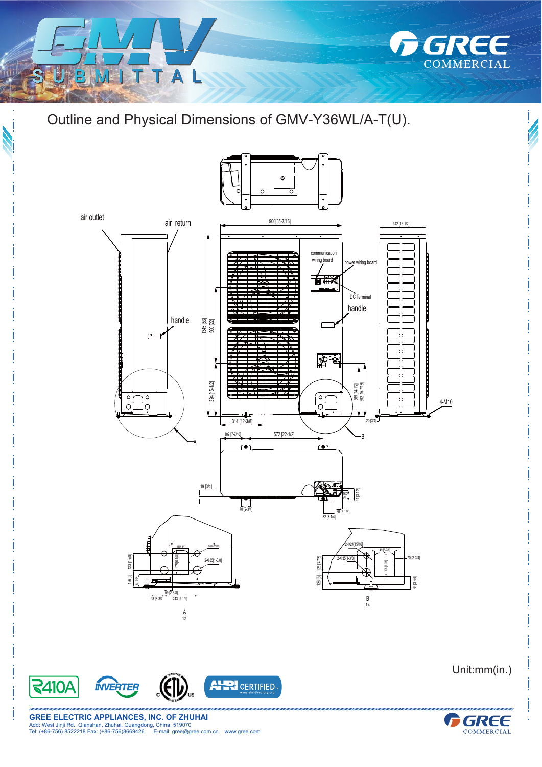# Outline and Physical Dimensions of GMV-Y36WL/A-T(U).

air outlet

air return

handle

900[35-7/16]

342 [13-1/2]

communication wiring board

power wiring board

DC Terminal

handle

1345 [53]

560 [22]

394 [15-1/2]

369 [14-1/2]

392 [15-7/16]

314 [12-3/8]

20 [3/4]

4-M10

A

B

189 [7-7/16]

572 [22-1/2]

19 [3/4]

70 [2-3/4]

56 [2-1/5]

82 [3-1/4]

91 [3-1/2]

123 [4-7/8]

128 [5]

175 [6-7/8]

2-Φ35[1-3/8]

39 [2-3/8]

98 [3-3/4]

243 [9-1/2]

A

1:4

2-Φ24[15/16]

2-Φ35[1-3/8]

149 [5-7/8]

70 [2-3/4]

123 [4-7/8]

128 [5]

96 [3-3/4]

B

1:4

Unit:mm(in.)

**GREE ELECTRIC APPLIANCES, INC. OF ZHUHAI**
Add: West Jinji Rd., Qianshan, Zhuhai, Guangdong, China, 519070
Tel: (+86-756) 8522218 Fax: (+86-756)8669426 E-mail: gree@gree.com.cn www.gree.com